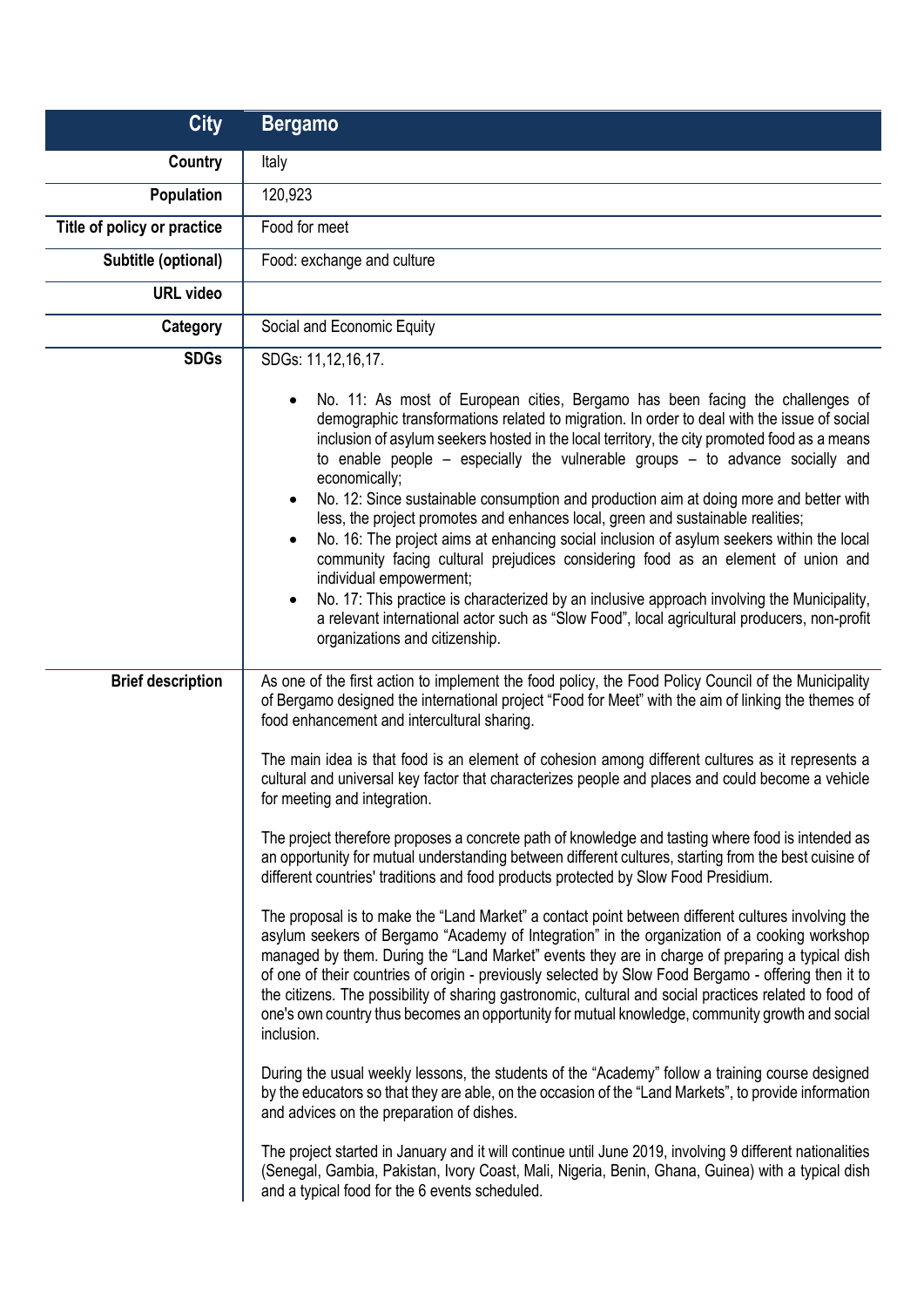| City | Bergamo |
|---|---|
| **Country** | Italy |
| **Population** | 120,923 |
| **Title of policy or practice** | Food for meet |
| **Subtitle (optional)** | Food: exchange and culture |
| **URL video** | |
| **Category** | Social and Economic Equity |
| **SDGs** | SDGs: 11,12,16,17.<br><br>• No. 11: As most of European cities, Bergamo has been facing the challenges of demographic transformations related to migration. In order to deal with the issue of social inclusion of asylum seekers hosted in the local territory, the city promoted food as a means to enable people – especially the vulnerable groups – to advance socially and economically;<br>• No. 12: Since sustainable consumption and production aim at doing more and better with less, the project promotes and enhances local, green and sustainable realities;<br>• No. 16: The project aims at enhancing social inclusion of asylum seekers within the local community facing cultural prejudices considering food as an element of union and individual empowerment;<br>• No. 17: This practice is characterized by an inclusive approach involving the Municipality, a relevant international actor such as "Slow Food", local agricultural producers, non-profit organizations and citizenship. |
| **Brief description** | As one of the first action to implement the food policy, the Food Policy Council of the Municipality of Bergamo designed the international project "Food for Meet" with the aim of linking the themes of food enhancement and intercultural sharing.<br><br>The main idea is that food is an element of cohesion among different cultures as it represents a cultural and universal key factor that characterizes people and places and could become a vehicle for meeting and integration.<br><br>The project therefore proposes a concrete path of knowledge and tasting where food is intended as an opportunity for mutual understanding between different cultures, starting from the best cuisine of different countries' traditions and food products protected by Slow Food Presidium.<br><br>The proposal is to make the "Land Market" a contact point between different cultures involving the asylum seekers of Bergamo "Academy of Integration" in the organization of a cooking workshop managed by them. During the "Land Market" events they are in charge of preparing a typical dish of one of their countries of origin - previously selected by Slow Food Bergamo - offering then it to the citizens. The possibility of sharing gastronomic, cultural and social practices related to food of one's own country thus becomes an opportunity for mutual knowledge, community growth and social inclusion.<br><br>During the usual weekly lessons, the students of the "Academy" follow a training course designed by the educators so that they are able, on the occasion of the "Land Markets", to provide information and advices on the preparation of dishes.<br><br>The project started in January and it will continue until June 2019, involving 9 different nationalities (Senegal, Gambia, Pakistan, Ivory Coast, Mali, Nigeria, Benin, Ghana, Guinea) with a typical dish and a typical food for the 6 events scheduled. |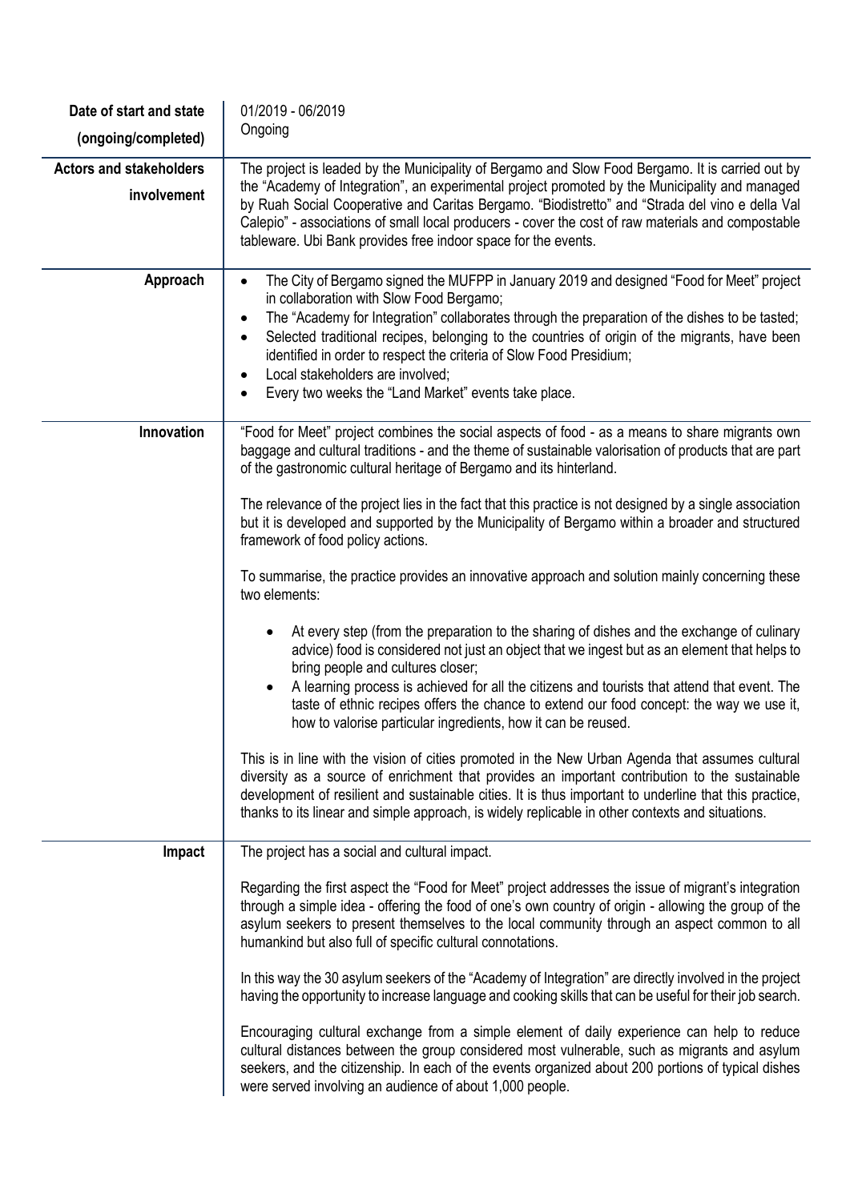| | |
|---|---|
| **Date of start and state (ongoing/completed)** | 01/2019 - 06/2019<br>Ongoing |
| **Actors and stakeholders involvement** | The project is leaded by the Municipality of Bergamo and Slow Food Bergamo. It is carried out by the "Academy of Integration", an experimental project promoted by the Municipality and managed by Ruah Social Cooperative and Caritas Bergamo. "Biodistretto" and "Strada del vino e della Val Calepio" - associations of small local producers - cover the cost of raw materials and compostable tableware. Ubi Bank provides free indoor space for the events. |
| **Approach** | • The City of Bergamo signed the MUFPP in January 2019 and designed "Food for Meet" project in collaboration with Slow Food Bergamo;<br>• The "Academy for Integration" collaborates through the preparation of the dishes to be tasted;<br>• Selected traditional recipes, belonging to the countries of origin of the migrants, have been identified in order to respect the criteria of Slow Food Presidium;<br>• Local stakeholders are involved;<br>• Every two weeks the "Land Market" events take place. |
| **Innovation** | "Food for Meet" project combines the social aspects of food - as a means to share migrants own baggage and cultural traditions - and the theme of sustainable valorisation of products that are part of the gastronomic cultural heritage of Bergamo and its hinterland.<br><br>The relevance of the project lies in the fact that this practice is not designed by a single association but it is developed and supported by the Municipality of Bergamo within a broader and structured framework of food policy actions.<br><br>To summarise, the practice provides an innovative approach and solution mainly concerning these two elements:<br><br>• At every step (from the preparation to the sharing of dishes and the exchange of culinary advice) food is considered not just an object that we ingest but as an element that helps to bring people and cultures closer;<br>• A learning process is achieved for all the citizens and tourists that attend that event. The taste of ethnic recipes offers the chance to extend our food concept: the way we use it, how to valorise particular ingredients, how it can be reused.<br><br>This is in line with the vision of cities promoted in the New Urban Agenda that assumes cultural diversity as a source of enrichment that provides an important contribution to the sustainable development of resilient and sustainable cities. It is thus important to underline that this practice, thanks to its linear and simple approach, is widely replicable in other contexts and situations. |
| **Impact** | The project has a social and cultural impact.<br><br>Regarding the first aspect the "Food for Meet" project addresses the issue of migrant's integration through a simple idea - offering the food of one's own country of origin - allowing the group of the asylum seekers to present themselves to the local community through an aspect common to all humankind but also full of specific cultural connotations.<br><br>In this way the 30 asylum seekers of the "Academy of Integration" are directly involved in the project having the opportunity to increase language and cooking skills that can be useful for their job search.<br><br>Encouraging cultural exchange from a simple element of daily experience can help to reduce cultural distances between the group considered most vulnerable, such as migrants and asylum seekers, and the citizenship. In each of the events organized about 200 portions of typical dishes were served involving an audience of about 1,000 people. |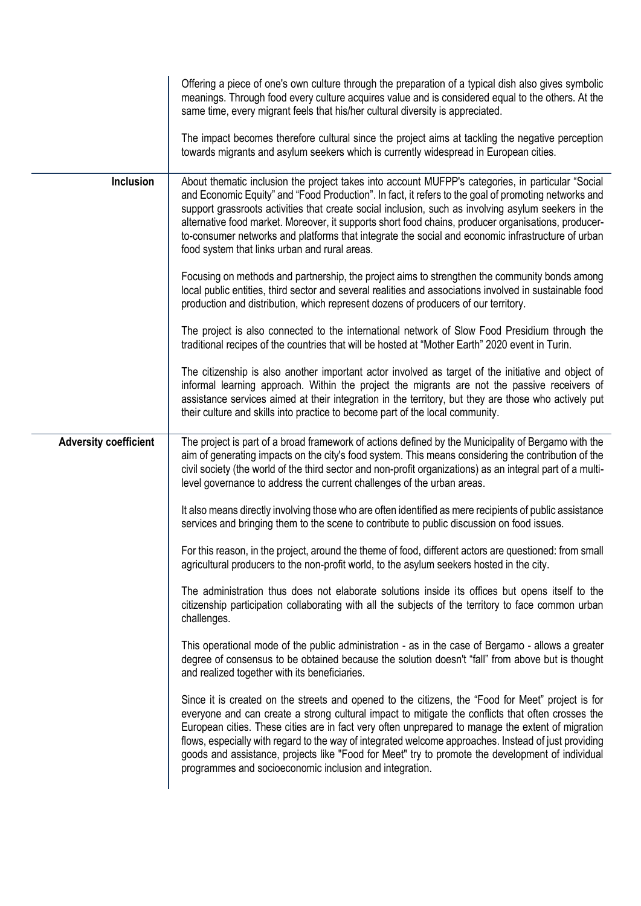| | |
|---|---|
| | Offering a piece of one's own culture through the preparation of a typical dish also gives symbolic meanings. Through food every culture acquires value and is considered equal to the others. At the same time, every migrant feels that his/her cultural diversity is appreciated.<br><br>The impact becomes therefore cultural since the project aims at tackling the negative perception towards migrants and asylum seekers which is currently widespread in European cities. |
| **Inclusion** | About thematic inclusion the project takes into account MUFPP's categories, in particular "Social and Economic Equity" and "Food Production". In fact, it refers to the goal of promoting networks and support grassroots activities that create social inclusion, such as involving asylum seekers in the alternative food market. Moreover, it supports short food chains, producer organisations, producer-to-consumer networks and platforms that integrate the social and economic infrastructure of urban food system that links urban and rural areas.<br><br>Focusing on methods and partnership, the project aims to strengthen the community bonds among local public entities, third sector and several realities and associations involved in sustainable food production and distribution, which represent dozens of producers of our territory.<br><br>The project is also connected to the international network of Slow Food Presidium through the traditional recipes of the countries that will be hosted at "Mother Earth" 2020 event in Turin.<br><br>The citizenship is also another important actor involved as target of the initiative and object of informal learning approach. Within the project the migrants are not the passive receivers of assistance services aimed at their integration in the territory, but they are those who actively put their culture and skills into practice to become part of the local community. |
| **Adversity coefficient** | The project is part of a broad framework of actions defined by the Municipality of Bergamo with the aim of generating impacts on the city's food system. This means considering the contribution of the civil society (the world of the third sector and non-profit organizations) as an integral part of a multi-level governance to address the current challenges of the urban areas.<br><br>It also means directly involving those who are often identified as mere recipients of public assistance services and bringing them to the scene to contribute to public discussion on food issues.<br><br>For this reason, in the project, around the theme of food, different actors are questioned: from small agricultural producers to the non-profit world, to the asylum seekers hosted in the city.<br><br>The administration thus does not elaborate solutions inside its offices but opens itself to the citizenship participation collaborating with all the subjects of the territory to face common urban challenges.<br><br>This operational mode of the public administration - as in the case of Bergamo - allows a greater degree of consensus to be obtained because the solution doesn't "fall" from above but is thought and realized together with its beneficiaries.<br><br>Since it is created on the streets and opened to the citizens, the "Food for Meet" project is for everyone and can create a strong cultural impact to mitigate the conflicts that often crosses the European cities. These cities are in fact very often unprepared to manage the extent of migration flows, especially with regard to the way of integrated welcome approaches. Instead of just providing goods and assistance, projects like "Food for Meet" try to promote the development of individual programmes and socioeconomic inclusion and integration. |